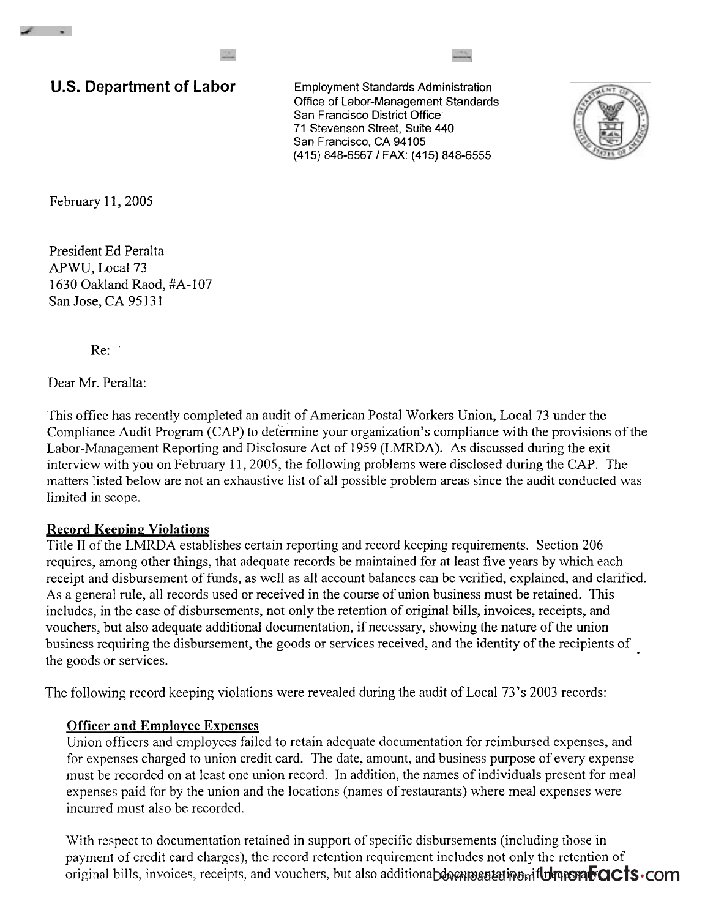**U.S. Department of Labor**

Employment Standards Administration
Office of Labor-Management Standards
San Francisco District Office
71 Stevenson Street, Suite 440
San Francisco, CA 94105
(415) 848-6567 / FAX: (415) 848-6555

February 11, 2005

President Ed Peralta
APWU, Local 73
1630 Oakland Raod, #A-107
San Jose, CA 95131

Re:

Dear Mr. Peralta:

This office has recently completed an audit of American Postal Workers Union, Local 73 under the Compliance Audit Program (CAP) to determine your organization's compliance with the provisions of the Labor-Management Reporting and Disclosure Act of 1959 (LMRDA). As discussed during the exit interview with you on February 11, 2005, the following problems were disclosed during the CAP. The matters listed below are not an exhaustive list of all possible problem areas since the audit conducted was limited in scope.

**Record Keeping Violations**

Title II of the LMRDA establishes certain reporting and record keeping requirements. Section 206 requires, among other things, that adequate records be maintained for at least five years by which each receipt and disbursement of funds, as well as all account balances can be verified, explained, and clarified. As a general rule, all records used or received in the course of union business must be retained. This includes, in the case of disbursements, not only the retention of original bills, invoices, receipts, and vouchers, but also adequate additional documentation, if necessary, showing the nature of the union business requiring the disbursement, the goods or services received, and the identity of the recipients of the goods or services.

The following record keeping violations were revealed during the audit of Local 73's 2003 records:

**Officer and Employee Expenses**

Union officers and employees failed to retain adequate documentation for reimbursed expenses, and for expenses charged to union credit card. The date, amount, and business purpose of every expense must be recorded on at least one union record. In addition, the names of individuals present for meal expenses paid for by the union and the locations (names of restaurants) where meal expenses were incurred must also be recorded.

With respect to documentation retained in support of specific disbursements (including those in payment of credit card charges), the record retention requirement includes not only the retention of original bills, invoices, receipts, and vouchers, but also additional documentation, if necessary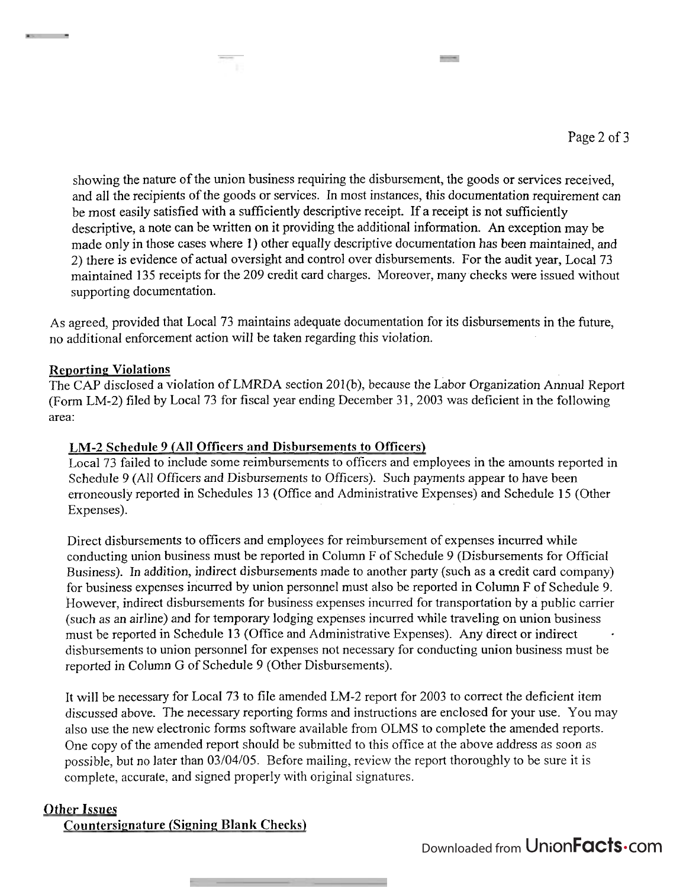showing the nature of the union business requiring the disbursement, the goods or services received, and all the recipients of the goods or services. In most instances, this documentation requirement can be most easily satisfied with a sufficiently descriptive receipt. If a receipt is not sufficiently descriptive, a note can be written on it providing the additional information. An exception may be made only in those cases where 1) other equally descriptive documentation has been maintained, and 2) there is evidence of actual oversight and control over disbursements. For the audit year, Local 73 maintained 135 receipts for the 209 credit card charges. Moreover, many checks were issued without supporting documentation.

As agreed, provided that Local 73 maintains adequate documentation for its disbursements in the future, no additional enforcement action will be taken regarding this violation.

**Reporting Violations**

The CAP disclosed a violation of LMRDA section 201(b), because the Labor Organization Annual Report (Form LM-2) filed by Local 73 for fiscal year ending December 31, 2003 was deficient in the following area:

**LM-2 Schedule 9 (All Officers and Disbursements to Officers)**

Local 73 failed to include some reimbursements to officers and employees in the amounts reported in Schedule 9 (All Officers and Disbursements to Officers). Such payments appear to have been erroneously reported in Schedules 13 (Office and Administrative Expenses) and Schedule 15 (Other Expenses).

Direct disbursements to officers and employees for reimbursement of expenses incurred while conducting union business must be reported in Column F of Schedule 9 (Disbursements for Official Business). In addition, indirect disbursements made to another party (such as a credit card company) for business expenses incurred by union personnel must also be reported in Column F of Schedule 9. However, indirect disbursements for business expenses incurred for transportation by a public carrier (such as an airline) and for temporary lodging expenses incurred while traveling on union business must be reported in Schedule 13 (Office and Administrative Expenses). Any direct or indirect disbursements to union personnel for expenses not necessary for conducting union business must be reported in Column G of Schedule 9 (Other Disbursements).

It will be necessary for Local 73 to file amended LM-2 report for 2003 to correct the deficient item discussed above. The necessary reporting forms and instructions are enclosed for your use. You may also use the new electronic forms software available from OLMS to complete the amended reports. One copy of the amended report should be submitted to this office at the above address as soon as possible, but no later than 03/04/05. Before mailing, review the report thoroughly to be sure it is complete, accurate, and signed properly with original signatures.

**Other Issues**

**Countersignature (Signing Blank Checks)**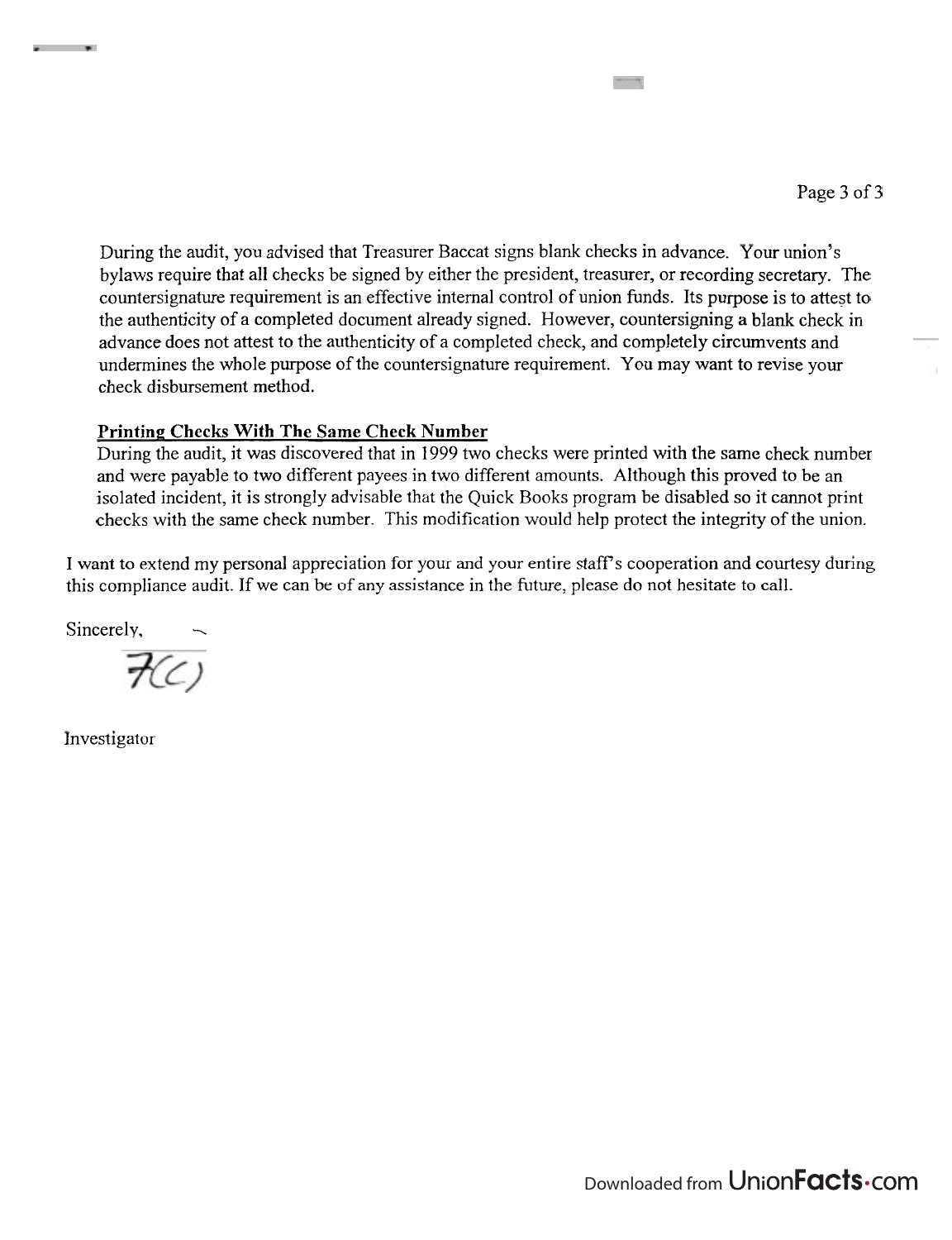During the audit, you advised that Treasurer Baccat signs blank checks in advance. Your union's bylaws require that all checks be signed by either the president, treasurer, or recording secretary. The countersignature requirement is an effective internal control of union funds. Its purpose is to attest to the authenticity of a completed document already signed. However, countersigning a blank check in advance does not attest to the authenticity of a completed check, and completely circumvents and undermines the whole purpose of the countersignature requirement. You may want to revise your check disbursement method.

**Printing Checks With The Same Check Number**

During the audit, it was discovered that in 1999 two checks were printed with the same check number and were payable to two different payees in two different amounts. Although this proved to be an isolated incident, it is strongly advisable that the Quick Books program be disabled so it cannot print checks with the same check number. This modification would help protect the integrity of the union.

I want to extend my personal appreciation for your and your entire staff's cooperation and courtesy during this compliance audit. If we can be of any assistance in the future, please do not hesitate to call.

Sincerely,

7(C)

Investigator